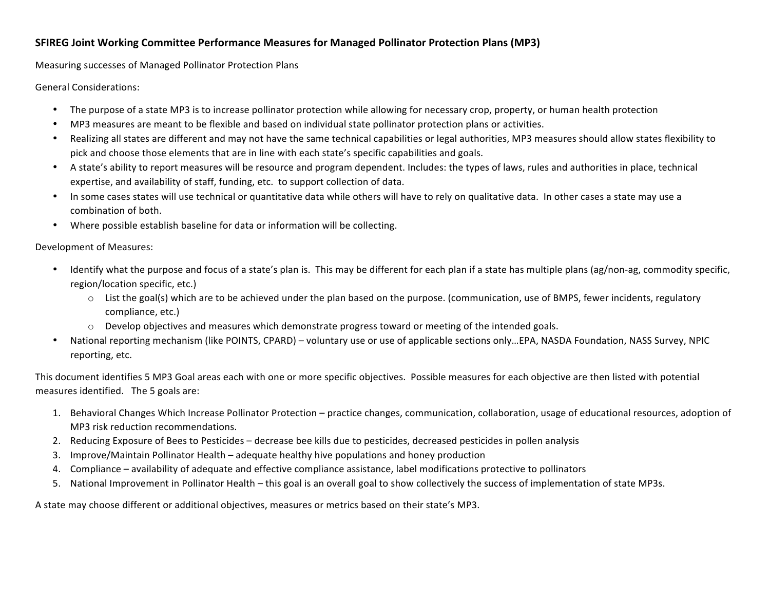**SFIREG Joint Working Committee Performance Measures for Managed Pollinator Protection Plans (MP3)**

Measuring successes of Managed Pollinator Protection Plans

General Considerations:

- The purpose of a state MP3 is to increase pollinator protection while allowing for necessary crop, property, or human health protection
- MP3 measures are meant to be flexible and based on individual state pollinator protection plans or activities.
- Realizing all states are different and may not have the same technical capabilities or legal authorities, MP3 measures should allow states flexibility to pick and choose those elements that are in line with each state's specific capabilities and goals.
- A state's ability to report measures will be resource and program dependent. Includes: the types of laws, rules and authorities in place, technical expertise, and availability of staff, funding, etc. to support collection of data.
- In some cases states will use technical or quantitative data while others will have to rely on qualitative data. In other cases a state may use a combination of both.
- Where possible establish baseline for data or information will be collecting.

Development of Measures:

- Identify what the purpose and focus of a state's plan is. This may be different for each plan if a state has multiple plans (ag/non-ag, commodity specific, region/location specific, etc.)
  - List the goal(s) which are to be achieved under the plan based on the purpose. (communication, use of BMPS, fewer incidents, regulatory compliance, etc.)
  - Develop objectives and measures which demonstrate progress toward or meeting of the intended goals.
- National reporting mechanism (like POINTS, CPARD) – voluntary use or use of applicable sections only…EPA, NASDA Foundation, NASS Survey, NPIC reporting, etc.

This document identifies 5 MP3 Goal areas each with one or more specific objectives. Possible measures for each objective are then listed with potential measures identified. The 5 goals are:

1. Behavioral Changes Which Increase Pollinator Protection – practice changes, communication, collaboration, usage of educational resources, adoption of MP3 risk reduction recommendations.
2. Reducing Exposure of Bees to Pesticides – decrease bee kills due to pesticides, decreased pesticides in pollen analysis
3. Improve/Maintain Pollinator Health – adequate healthy hive populations and honey production
4. Compliance – availability of adequate and effective compliance assistance, label modifications protective to pollinators
5. National Improvement in Pollinator Health – this goal is an overall goal to show collectively the success of implementation of state MP3s.

A state may choose different or additional objectives, measures or metrics based on their state's MP3.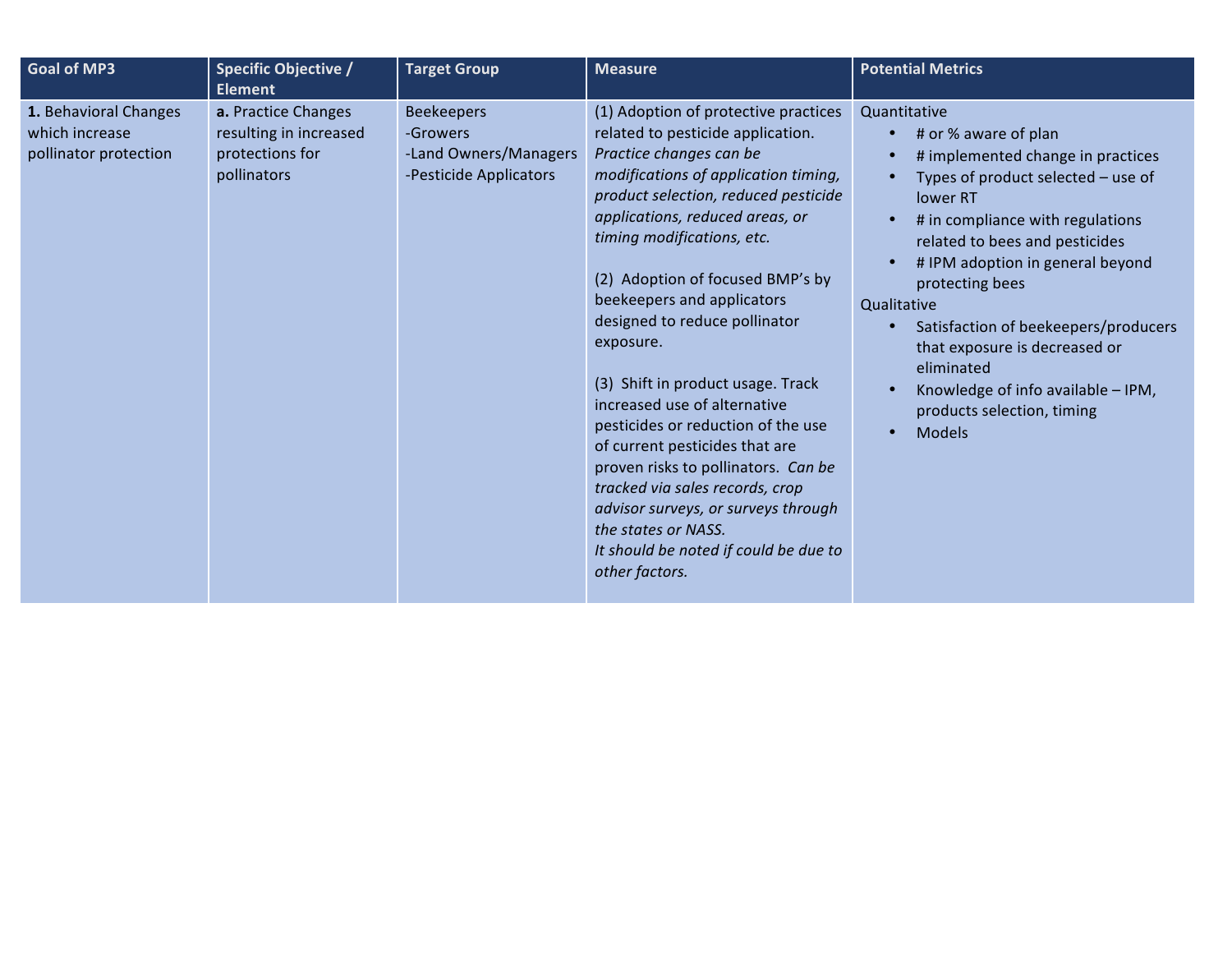| Goal of MP3 | Specific Objective / Element | Target Group | Measure | Potential Metrics |
|---|---|---|---|---|
| **1.** Behavioral Changes which increase pollinator protection | **a.** Practice Changes resulting in increased protections for pollinators | Beekeepers<br>-Growers<br>-Land Owners/Managers<br>-Pesticide Applicators | (1) Adoption of protective practices related to pesticide application. *Practice changes can be modifications of application timing, product selection, reduced pesticide applications, reduced areas, or timing modifications, etc.*<br><br>(2) Adoption of focused BMP's by beekeepers and applicators designed to reduce pollinator exposure.<br><br>(3) Shift in product usage. Track increased use of alternative pesticides or reduction of the use of current pesticides that are proven risks to pollinators. *Can be tracked via sales records, crop advisor surveys, or surveys through the states or NASS.*<br>*It should be noted if could be due to other factors.* | Quantitative<br>• # or % aware of plan<br>• # implemented change in practices<br>• Types of product selected – use of lower RT<br>• # in compliance with regulations related to bees and pesticides<br>• # IPM adoption in general beyond protecting bees<br>Qualitative<br>• Satisfaction of beekeepers/producers that exposure is decreased or eliminated<br>• Knowledge of info available – IPM, products selection, timing<br>• Models |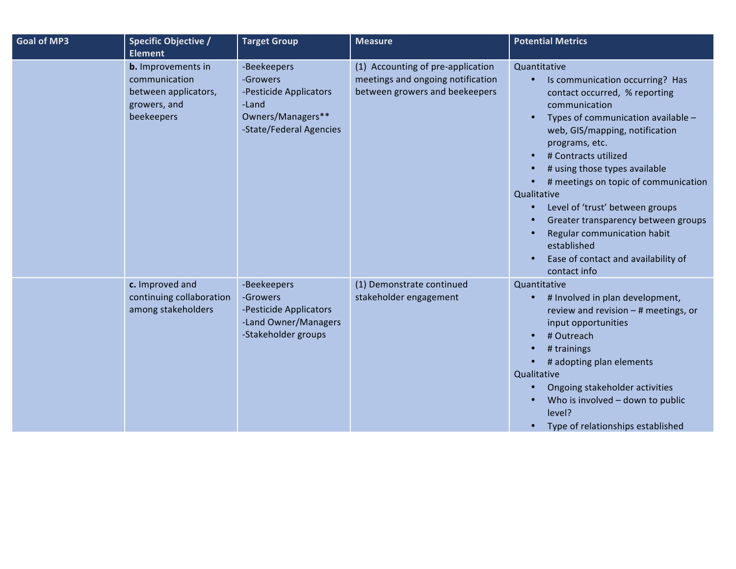| Goal of MP3 | Specific Objective / Element | Target Group | Measure | Potential Metrics |
|---|---|---|---|---|
| | **b.** Improvements in communication between applicators, growers, and beekeepers | -Beekeepers<br>-Growers<br>-Pesticide Applicators<br>-Land Owners/Managers**<br>-State/Federal Agencies | (1) Accounting of pre-application meetings and ongoing notification between growers and beekeepers | Quantitative<br>• Is communication occurring? Has contact occurred, % reporting communication<br>• Types of communication available – web, GIS/mapping, notification programs, etc.<br>• # Contracts utilized<br>• # using those types available<br>• # meetings on topic of communication<br>Qualitative<br>• Level of 'trust' between groups<br>• Greater transparency between groups<br>• Regular communication habit established<br>• Ease of contact and availability of contact info |
| | **c.** Improved and continuing collaboration among stakeholders | -Beekeepers<br>-Growers<br>-Pesticide Applicators<br>-Land Owner/Managers<br>-Stakeholder groups | (1) Demonstrate continued stakeholder engagement | Quantitative<br>• # Involved in plan development, review and revision – # meetings, or input opportunities<br>• # Outreach<br>• # trainings<br>• # adopting plan elements<br>Qualitative<br>• Ongoing stakeholder activities<br>• Who is involved – down to public level?<br>• Type of relationships established |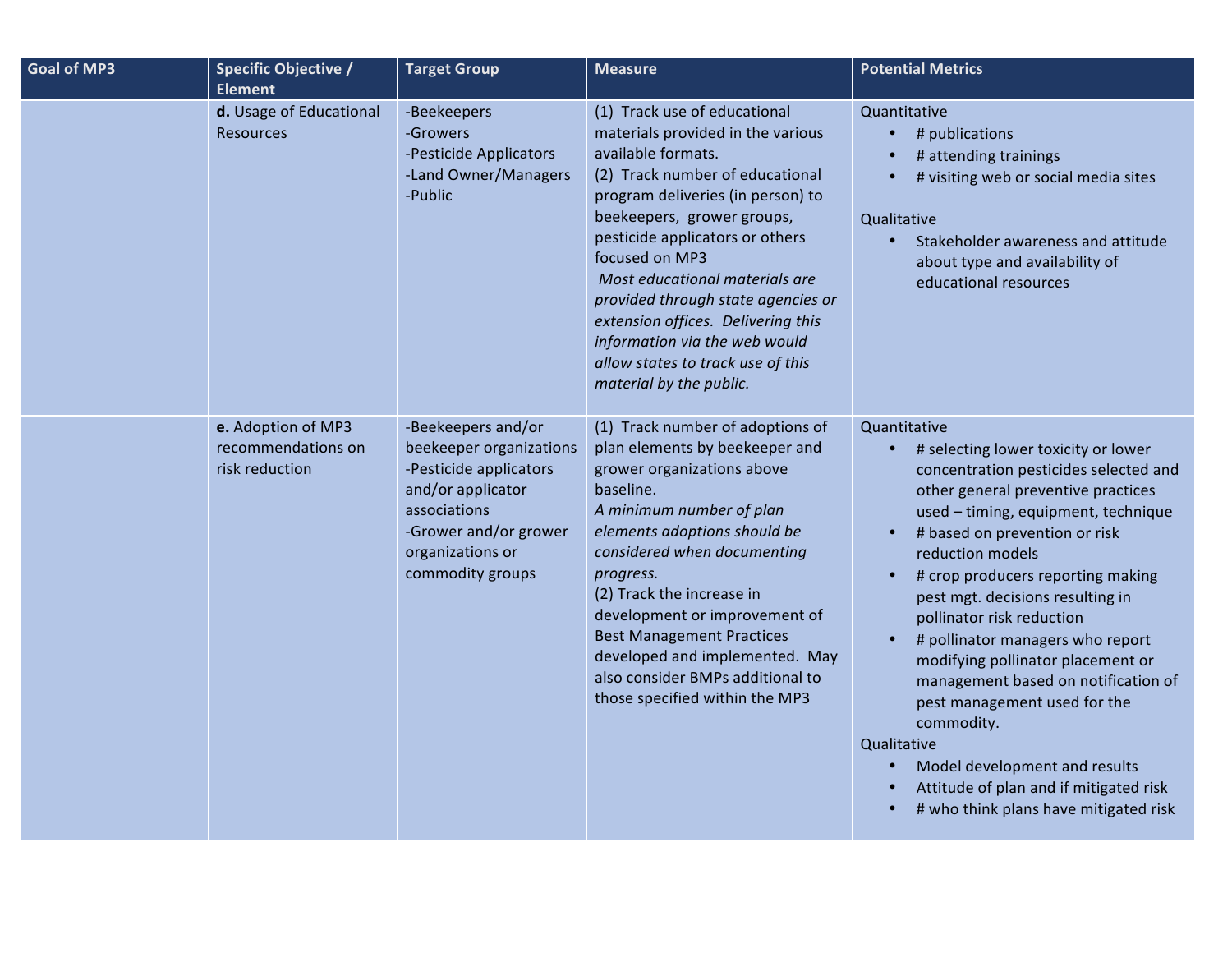| Goal of MP3 | Specific Objective / Element | Target Group | Measure | Potential Metrics |
|---|---|---|---|---|
| | **d.** Usage of Educational Resources | -Beekeepers<br>-Growers<br>-Pesticide Applicators<br>-Land Owner/Managers<br>-Public | (1) Track use of educational materials provided in the various available formats.<br>(2) Track number of educational program deliveries (in person) to beekeepers, grower groups, pesticide applicators or others focused on MP3<br>*Most educational materials are provided through state agencies or extension offices. Delivering this information via the web would allow states to track use of this material by the public.* | Quantitative<br>• # publications<br>• # attending trainings<br>• # visiting web or social media sites<br><br>Qualitative<br>• Stakeholder awareness and attitude about type and availability of educational resources |
| | **e.** Adoption of MP3 recommendations on risk reduction | -Beekeepers and/or beekeeper organizations<br>-Pesticide applicators and/or applicator associations<br>-Grower and/or grower organizations or commodity groups | (1) Track number of adoptions of plan elements by beekeeper and grower organizations above baseline.<br>*A minimum number of plan elements adoptions should be considered when documenting progress.*<br>(2) Track the increase in development or improvement of Best Management Practices developed and implemented. May also consider BMPs additional to those specified within the MP3 | Quantitative<br>• # selecting lower toxicity or lower concentration pesticides selected and other general preventive practices used – timing, equipment, technique<br>• # based on prevention or risk reduction models<br>• # crop producers reporting making pest mgt. decisions resulting in pollinator risk reduction<br>• # pollinator managers who report modifying pollinator placement or management based on notification of pest management used for the commodity.<br>Qualitative<br>• Model development and results<br>• Attitude of plan and if mitigated risk<br>• # who think plans have mitigated risk |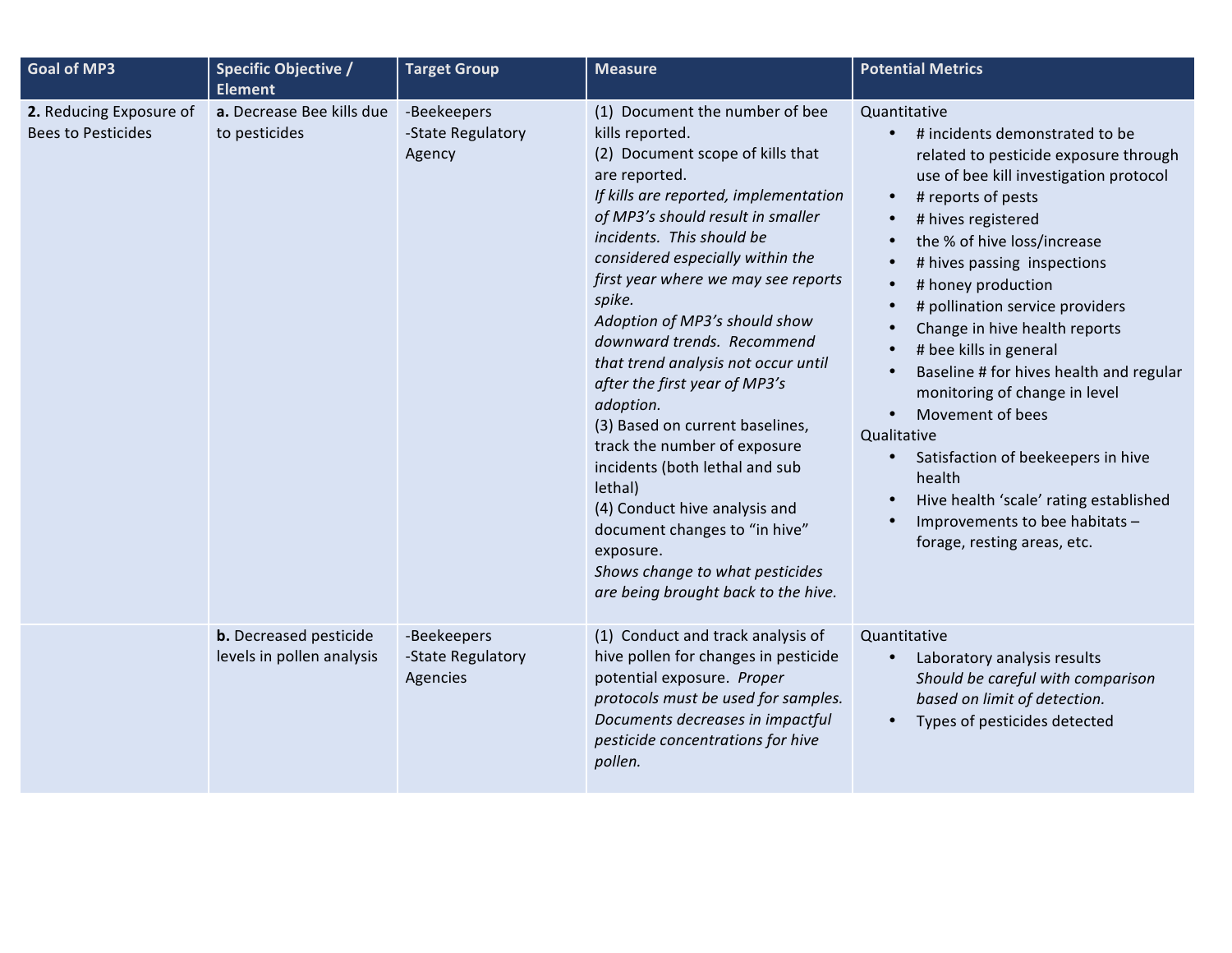| Goal of MP3 | Specific Objective / Element | Target Group | Measure | Potential Metrics |
|---|---|---|---|---|
| **2.** Reducing Exposure of Bees to Pesticides | **a.** Decrease Bee kills due to pesticides | -Beekeepers<br>-State Regulatory Agency | (1) Document the number of bee kills reported.<br>(2) Document scope of kills that are reported.<br>*If kills are reported, implementation of MP3's should result in smaller incidents. This should be considered especially within the first year where we may see reports spike.*<br>*Adoption of MP3's should show downward trends. Recommend that trend analysis not occur until after the first year of MP3's adoption.*<br>(3) Based on current baselines, track the number of exposure incidents (both lethal and sub lethal)<br>(4) Conduct hive analysis and document changes to "in hive" exposure.<br>*Shows change to what pesticides are being brought back to the hive.* | Quantitative<br>• # incidents demonstrated to be related to pesticide exposure through use of bee kill investigation protocol<br>• # reports of pests<br>• # hives registered<br>• the % of hive loss/increase<br>• # hives passing inspections<br>• # honey production<br>• # pollination service providers<br>• Change in hive health reports<br>• # bee kills in general<br>• Baseline # for hives health and regular monitoring of change in level<br>• Movement of bees<br>Qualitative<br>• Satisfaction of beekeepers in hive health<br>• Hive health 'scale' rating established<br>• Improvements to bee habitats – forage, resting areas, etc. |
| | **b.** Decreased pesticide levels in pollen analysis | -Beekeepers<br>-State Regulatory Agencies | (1) Conduct and track analysis of hive pollen for changes in pesticide potential exposure. *Proper protocols must be used for samples. Documents decreases in impactful pesticide concentrations for hive pollen.* | Quantitative<br>• Laboratory analysis results *Should be careful with comparison based on limit of detection.*<br>• Types of pesticides detected |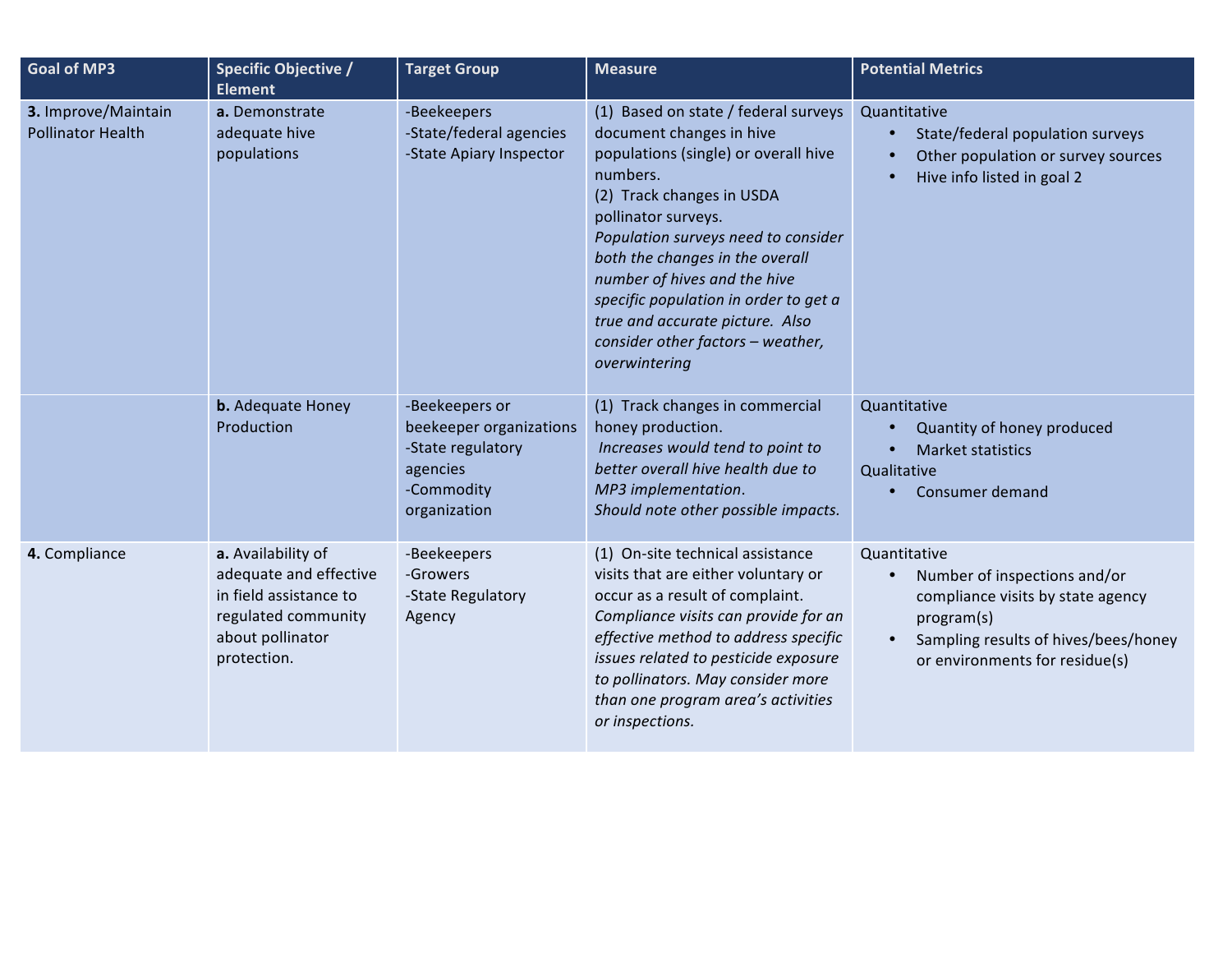| Goal of MP3 | Specific Objective / Element | Target Group | Measure | Potential Metrics |
|---|---|---|---|---|
| **3.** Improve/Maintain Pollinator Health | **a.** Demonstrate adequate hive populations | -Beekeepers<br>-State/federal agencies<br>-State Apiary Inspector | (1) Based on state / federal surveys document changes in hive populations (single) or overall hive numbers.<br>(2) Track changes in USDA pollinator surveys.<br>*Population surveys need to consider both the changes in the overall number of hives and the hive specific population in order to get a true and accurate picture. Also consider other factors – weather, overwintering* | Quantitative<br>• State/federal population surveys<br>• Other population or survey sources<br>• Hive info listed in goal 2 |
| | **b.** Adequate Honey Production | -Beekeepers or beekeeper organizations<br>-State regulatory agencies<br>-Commodity organization | (1) Track changes in commercial honey production.<br>*Increases would tend to point to better overall hive health due to MP3 implementation.*<br>*Should note other possible impacts.* | Quantitative<br>• Quantity of honey produced<br>• Market statistics<br>Qualitative<br>• Consumer demand |
| **4.** Compliance | **a.** Availability of adequate and effective in field assistance to regulated community about pollinator protection. | -Beekeepers<br>-Growers<br>-State Regulatory Agency | (1) On-site technical assistance visits that are either voluntary or occur as a result of complaint.<br>*Compliance visits can provide for an effective method to address specific issues related to pesticide exposure to pollinators. May consider more than one program area's activities or inspections.* | Quantitative<br>• Number of inspections and/or compliance visits by state agency program(s)<br>• Sampling results of hives/bees/honey or environments for residue(s) |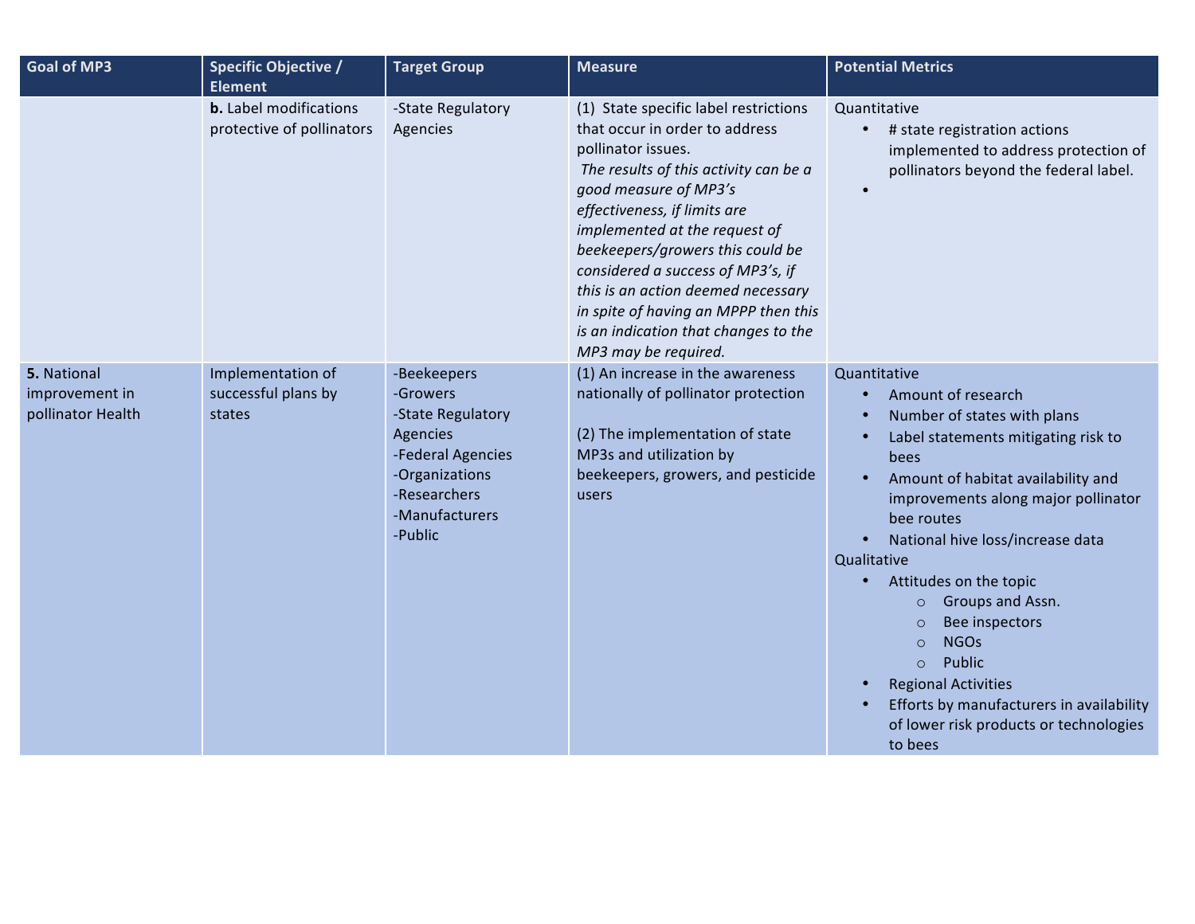| Goal of MP3 | Specific Objective / Element | Target Group | Measure | Potential Metrics |
|---|---|---|---|---|
| | **b.** Label modifications protective of pollinators | -State Regulatory Agencies | (1) State specific label restrictions that occur in order to address pollinator issues.<br>*The results of this activity can be a good measure of MP3's effectiveness, if limits are implemented at the request of beekeepers/growers this could be considered a success of MP3's, if this is an action deemed necessary in spite of having an MPPP then this is an indication that changes to the MP3 may be required.* | Quantitative<br>• # state registration actions implemented to address protection of pollinators beyond the federal label.<br>• |
| **5.** National improvement in pollinator Health | Implementation of successful plans by states | -Beekeepers<br>-Growers<br>-State Regulatory Agencies<br>-Federal Agencies<br>-Organizations<br>-Researchers<br>-Manufacturers<br>-Public | (1) An increase in the awareness nationally of pollinator protection<br><br>(2) The implementation of state MP3s and utilization by beekeepers, growers, and pesticide users | Quantitative<br>• Amount of research<br>• Number of states with plans<br>• Label statements mitigating risk to bees<br>• Amount of habitat availability and improvements along major pollinator bee routes<br>• National hive loss/increase data<br>Qualitative<br>• Attitudes on the topic<br>○ Groups and Assn.<br>○ Bee inspectors<br>○ NGOs<br>○ Public<br>• Regional Activities<br>• Efforts by manufacturers in availability of lower risk products or technologies to bees |